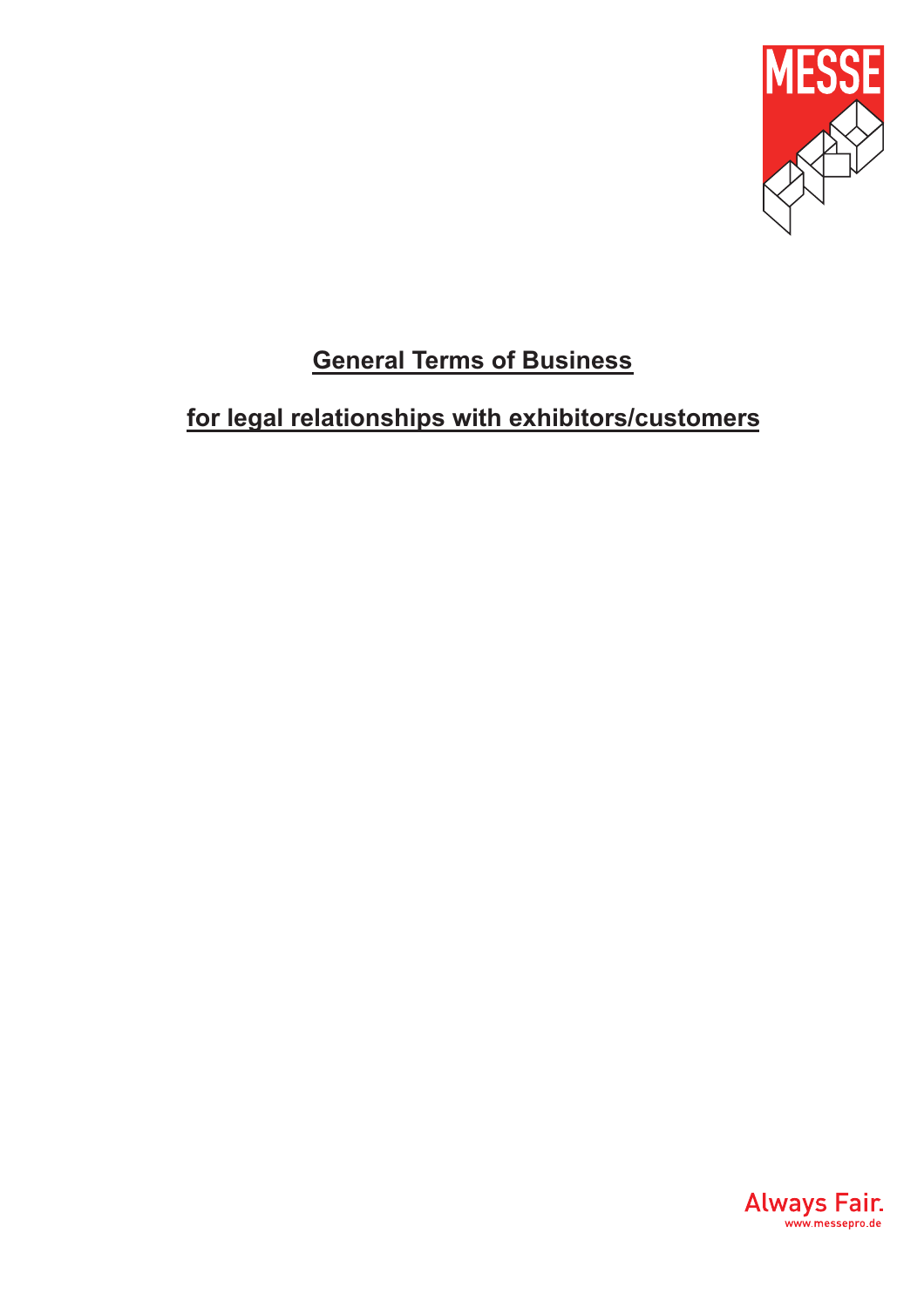# General Terms of Business

## for legal relationships with exhibitors/customers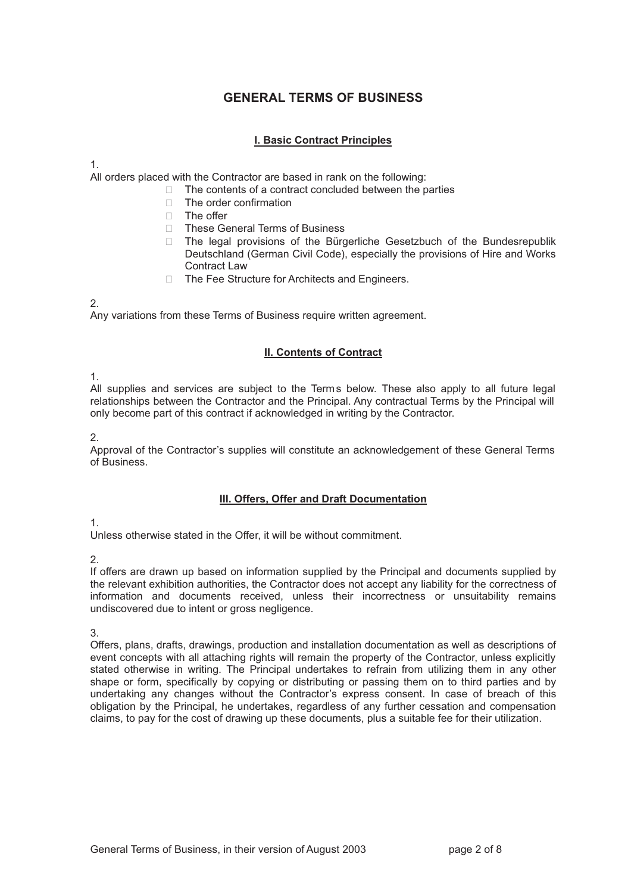# GENERAL TERMS OF BUSINESS

## I. Basic Contract Principles

1.
All orders placed with the Contractor are based in rank on the following:

- The contents of a contract concluded between the parties
- The order confirmation
- The offer
- These General Terms of Business
- The legal provisions of the Bürgerliche Gesetzbuch of the Bundesrepublik Deutschland (German Civil Code), especially the provisions of Hire and Works Contract Law
- The Fee Structure for Architects and Engineers.

2.
Any variations from these Terms of Business require written agreement.

## II. Contents of Contract

1.
All supplies and services are subject to the Terms below. These also apply to all future legal relationships between the Contractor and the Principal. Any contractual Terms by the Principal will only become part of this contract if acknowledged in writing by the Contractor.

2.
Approval of the Contractor's supplies will constitute an acknowledgement of these General Terms of Business.

## III. Offers, Offer and Draft Documentation

1.
Unless otherwise stated in the Offer, it will be without commitment.

2.
If offers are drawn up based on information supplied by the Principal and documents supplied by the relevant exhibition authorities, the Contractor does not accept any liability for the correctness of information and documents received, unless their incorrectness or unsuitability remains undiscovered due to intent or gross negligence.

3.
Offers, plans, drafts, drawings, production and installation documentation as well as descriptions of event concepts with all attaching rights will remain the property of the Contractor, unless explicitly stated otherwise in writing. The Principal undertakes to refrain from utilizing them in any other shape or form, specifically by copying or distributing or passing them on to third parties and by undertaking any changes without the Contractor's express consent. In case of breach of this obligation by the Principal, he undertakes, regardless of any further cessation and compensation claims, to pay for the cost of drawing up these documents, plus a suitable fee for their utilization.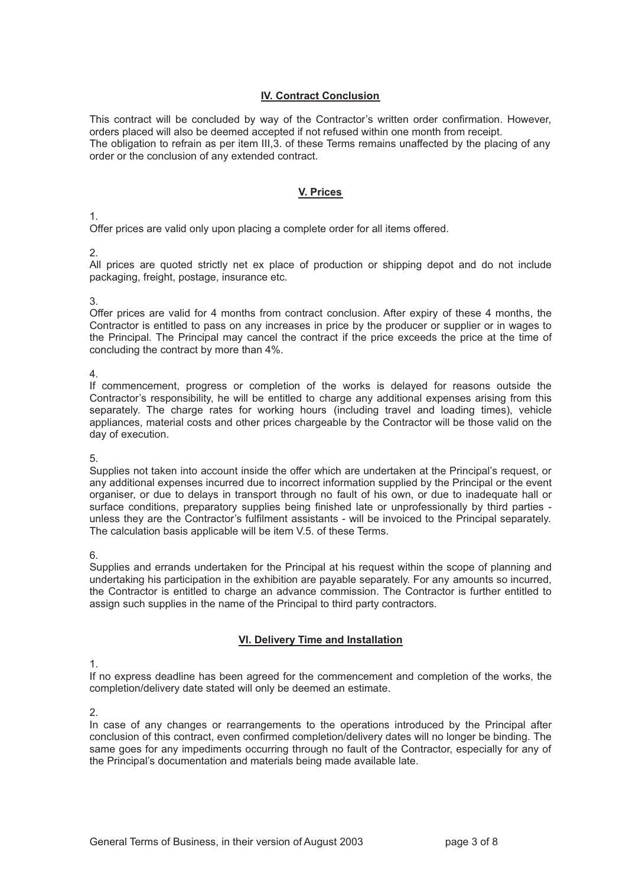## IV. Contract Conclusion

This contract will be concluded by way of the Contractor's written order confirmation. However, orders placed will also be deemed accepted if not refused within one month from receipt.
The obligation to refrain as per item III,3. of these Terms remains unaffected by the placing of any order or the conclusion of any extended contract.

## V. Prices

1.
Offer prices are valid only upon placing a complete order for all items offered.

2.
All prices are quoted strictly net ex place of production or shipping depot and do not include packaging, freight, postage, insurance etc.

3.
Offer prices are valid for 4 months from contract conclusion. After expiry of these 4 months, the Contractor is entitled to pass on any increases in price by the producer or supplier or in wages to the Principal. The Principal may cancel the contract if the price exceeds the price at the time of concluding the contract by more than 4%.

4.
If commencement, progress or completion of the works is delayed for reasons outside the Contractor's responsibility, he will be entitled to charge any additional expenses arising from this separately. The charge rates for working hours (including travel and loading times), vehicle appliances, material costs and other prices chargeable by the Contractor will be those valid on the day of execution.

5.
Supplies not taken into account inside the offer which are undertaken at the Principal's request, or any additional expenses incurred due to incorrect information supplied by the Principal or the event organiser, or due to delays in transport through no fault of his own, or due to inadequate hall or surface conditions, preparatory supplies being finished late or unprofessionally by third parties - unless they are the Contractor's fulfilment assistants - will be invoiced to the Principal separately. The calculation basis applicable will be item V.5. of these Terms.

6.
Supplies and errands undertaken for the Principal at his request within the scope of planning and undertaking his participation in the exhibition are payable separately. For any amounts so incurred, the Contractor is entitled to charge an advance commission. The Contractor is further entitled to assign such supplies in the name of the Principal to third party contractors.

## VI. Delivery Time and Installation

1.
If no express deadline has been agreed for the commencement and completion of the works, the completion/delivery date stated will only be deemed an estimate.

2.
In case of any changes or rearrangements to the operations introduced by the Principal after conclusion of this contract, even confirmed completion/delivery dates will no longer be binding. The same goes for any impediments occurring through no fault of the Contractor, especially for any of the Principal's documentation and materials being made available late.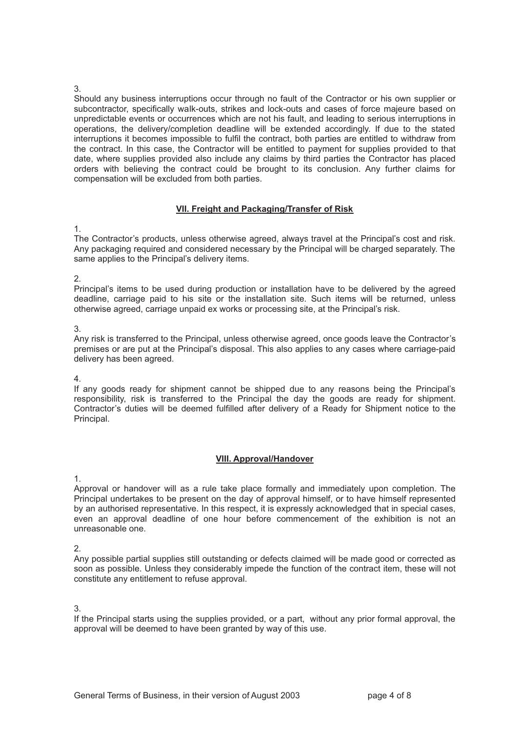3.

Should any business interruptions occur through no fault of the Contractor or his own supplier or subcontractor, specifically walk-outs, strikes and lock-outs and cases of force majeure based on unpredictable events or occurrences which are not his fault, and leading to serious interruptions in operations, the delivery/completion deadline will be extended accordingly. If due to the stated interruptions it becomes impossible to fulfil the contract, both parties are entitled to withdraw from the contract. In this case, the Contractor will be entitled to payment for supplies provided to that date, where supplies provided also include any claims by third parties the Contractor has placed orders with believing the contract could be brought to its conclusion. Any further claims for compensation will be excluded from both parties.

## VII. Freight and Packaging/Transfer of Risk

1.

The Contractor's products, unless otherwise agreed, always travel at the Principal's cost and risk. Any packaging required and considered necessary by the Principal will be charged separately. The same applies to the Principal's delivery items.

2.

Principal's items to be used during production or installation have to be delivered by the agreed deadline, carriage paid to his site or the installation site. Such items will be returned, unless otherwise agreed, carriage unpaid ex works or processing site, at the Principal's risk.

3.

Any risk is transferred to the Principal, unless otherwise agreed, once goods leave the Contractor's premises or are put at the Principal's disposal. This also applies to any cases where carriage-paid delivery has been agreed.

4.

If any goods ready for shipment cannot be shipped due to any reasons being the Principal's responsibility, risk is transferred to the Principal the day the goods are ready for shipment. Contractor's duties will be deemed fulfilled after delivery of a Ready for Shipment notice to the Principal.

## VIII. Approval/Handover

1.

Approval or handover will as a rule take place formally and immediately upon completion. The Principal undertakes to be present on the day of approval himself, or to have himself represented by an authorised representative. In this respect, it is expressly acknowledged that in special cases, even an approval deadline of one hour before commencement of the exhibition is not an unreasonable one.

2.

Any possible partial supplies still outstanding or defects claimed will be made good or corrected as soon as possible. Unless they considerably impede the function of the contract item, these will not constitute any entitlement to refuse approval.

3.

If the Principal starts using the supplies provided, or a part, without any prior formal approval, the approval will be deemed to have been granted by way of this use.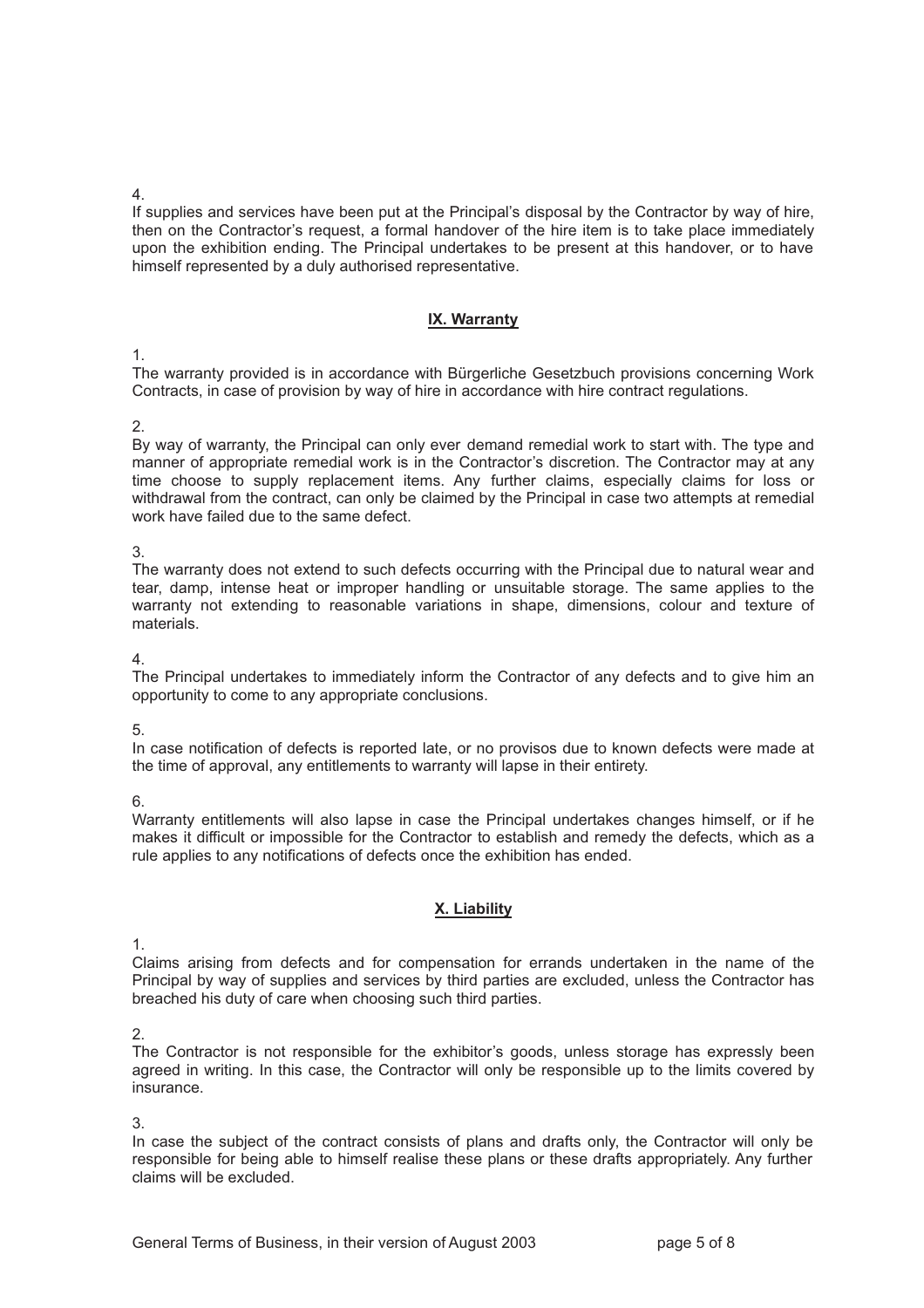4.
If supplies and services have been put at the Principal's disposal by the Contractor by way of hire, then on the Contractor's request, a formal handover of the hire item is to take place immediately upon the exhibition ending. The Principal undertakes to be present at this handover, or to have himself represented by a duly authorised representative.

## IX. Warranty

1.
The warranty provided is in accordance with Bürgerliche Gesetzbuch provisions concerning Work Contracts, in case of provision by way of hire in accordance with hire contract regulations.

2.
By way of warranty, the Principal can only ever demand remedial work to start with. The type and manner of appropriate remedial work is in the Contractor's discretion. The Contractor may at any time choose to supply replacement items. Any further claims, especially claims for loss or withdrawal from the contract, can only be claimed by the Principal in case two attempts at remedial work have failed due to the same defect.

3.
The warranty does not extend to such defects occurring with the Principal due to natural wear and tear, damp, intense heat or improper handling or unsuitable storage. The same applies to the warranty not extending to reasonable variations in shape, dimensions, colour and texture of materials.

4.
The Principal undertakes to immediately inform the Contractor of any defects and to give him an opportunity to come to any appropriate conclusions.

5.
In case notification of defects is reported late, or no provisos due to known defects were made at the time of approval, any entitlements to warranty will lapse in their entirety.

6.
Warranty entitlements will also lapse in case the Principal undertakes changes himself, or if he makes it difficult or impossible for the Contractor to establish and remedy the defects, which as a rule applies to any notifications of defects once the exhibition has ended.

## X. Liability

1.
Claims arising from defects and for compensation for errands undertaken in the name of the Principal by way of supplies and services by third parties are excluded, unless the Contractor has breached his duty of care when choosing such third parties.

2.
The Contractor is not responsible for the exhibitor's goods, unless storage has expressly been agreed in writing. In this case, the Contractor will only be responsible up to the limits covered by insurance.

3.
In case the subject of the contract consists of plans and drafts only, the Contractor will only be responsible for being able to himself realise these plans or these drafts appropriately. Any further claims will be excluded.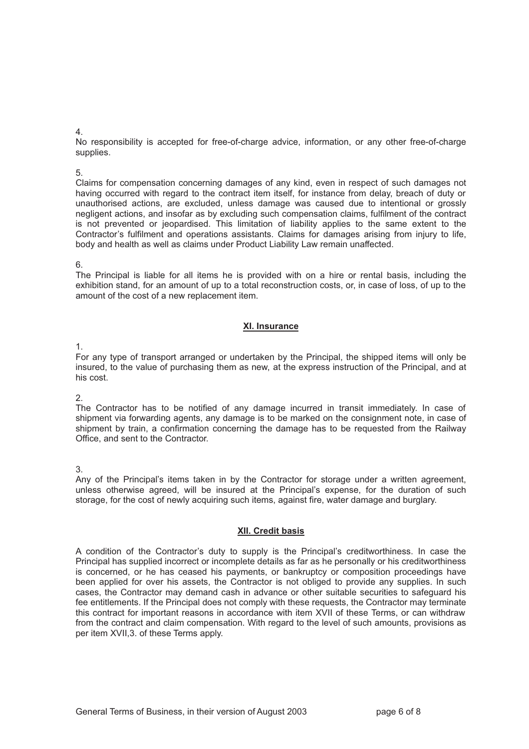4.
No responsibility is accepted for free-of-charge advice, information, or any other free-of-charge supplies.

5.
Claims for compensation concerning damages of any kind, even in respect of such damages not having occurred with regard to the contract item itself, for instance from delay, breach of duty or unauthorised actions, are excluded, unless damage was caused due to intentional or grossly negligent actions, and insofar as by excluding such compensation claims, fulfilment of the contract is not prevented or jeopardised. This limitation of liability applies to the same extent to the Contractor's fulfilment and operations assistants. Claims for damages arising from injury to life, body and health as well as claims under Product Liability Law remain unaffected.

6.
The Principal is liable for all items he is provided with on a hire or rental basis, including the exhibition stand, for an amount of up to a total reconstruction costs, or, in case of loss, of up to the amount of the cost of a new replacement item.

## XI. Insurance

1.
For any type of transport arranged or undertaken by the Principal, the shipped items will only be insured, to the value of purchasing them as new, at the express instruction of the Principal, and at his cost.

2.
The Contractor has to be notified of any damage incurred in transit immediately. In case of shipment via forwarding agents, any damage is to be marked on the consignment note, in case of shipment by train, a confirmation concerning the damage has to be requested from the Railway Office, and sent to the Contractor.

3.
Any of the Principal's items taken in by the Contractor for storage under a written agreement, unless otherwise agreed, will be insured at the Principal's expense, for the duration of such storage, for the cost of newly acquiring such items, against fire, water damage and burglary.

## XII. Credit basis

A condition of the Contractor's duty to supply is the Principal's creditworthiness. In case the Principal has supplied incorrect or incomplete details as far as he personally or his creditworthiness is concerned, or he has ceased his payments, or bankruptcy or composition proceedings have been applied for over his assets, the Contractor is not obliged to provide any supplies. In such cases, the Contractor may demand cash in advance or other suitable securities to safeguard his fee entitlements. If the Principal does not comply with these requests, the Contractor may terminate this contract for important reasons in accordance with item XVII of these Terms, or can withdraw from the contract and claim compensation. With regard to the level of such amounts, provisions as per item XVII,3. of these Terms apply.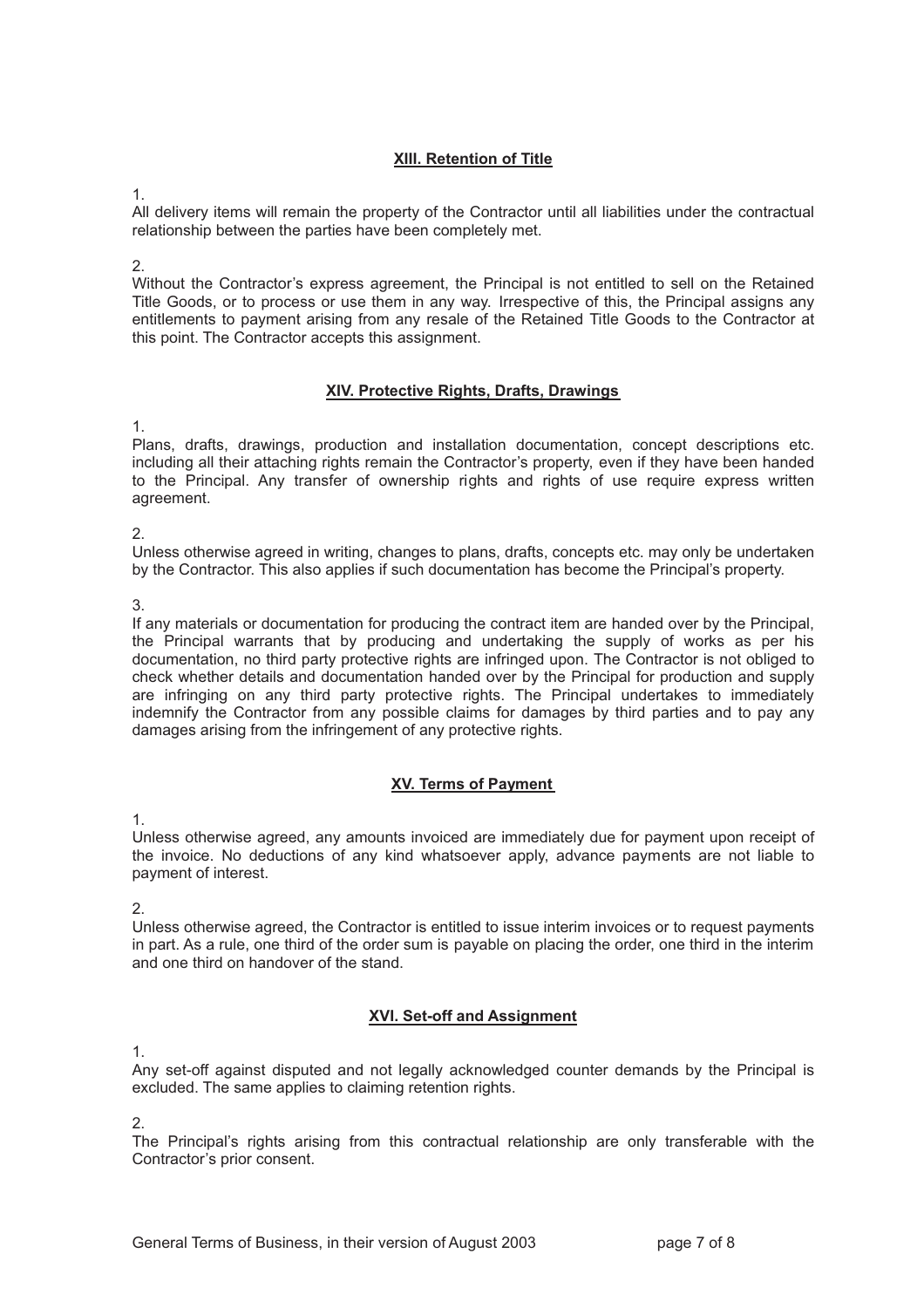## XIII. Retention of Title

1.
All delivery items will remain the property of the Contractor until all liabilities under the contractual relationship between the parties have been completely met.

2.
Without the Contractor's express agreement, the Principal is not entitled to sell on the Retained Title Goods, or to process or use them in any way. Irrespective of this, the Principal assigns any entitlements to payment arising from any resale of the Retained Title Goods to the Contractor at this point. The Contractor accepts this assignment.

## XIV. Protective Rights, Drafts, Drawings

1.
Plans, drafts, drawings, production and installation documentation, concept descriptions etc. including all their attaching rights remain the Contractor's property, even if they have been handed to the Principal. Any transfer of ownership rights and rights of use require express written agreement.

2.
Unless otherwise agreed in writing, changes to plans, drafts, concepts etc. may only be undertaken by the Contractor. This also applies if such documentation has become the Principal's property.

3.
If any materials or documentation for producing the contract item are handed over by the Principal, the Principal warrants that by producing and undertaking the supply of works as per his documentation, no third party protective rights are infringed upon. The Contractor is not obliged to check whether details and documentation handed over by the Principal for production and supply are infringing on any third party protective rights. The Principal undertakes to immediately indemnify the Contractor from any possible claims for damages by third parties and to pay any damages arising from the infringement of any protective rights.

## XV. Terms of Payment

1.
Unless otherwise agreed, any amounts invoiced are immediately due for payment upon receipt of the invoice. No deductions of any kind whatsoever apply, advance payments are not liable to payment of interest.

2.
Unless otherwise agreed, the Contractor is entitled to issue interim invoices or to request payments in part. As a rule, one third of the order sum is payable on placing the order, one third in the interim and one third on handover of the stand.

## XVI. Set-off and Assignment

1.
Any set-off against disputed and not legally acknowledged counter demands by the Principal is excluded. The same applies to claiming retention rights.

2.
The Principal's rights arising from this contractual relationship are only transferable with the Contractor's prior consent.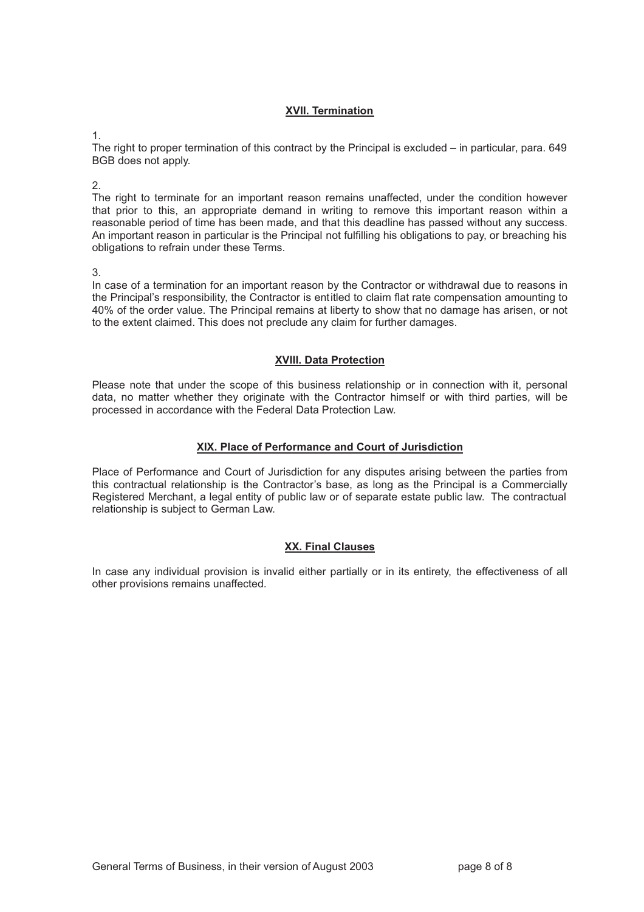## XVII. Termination

1.
The right to proper termination of this contract by the Principal is excluded – in particular, para. 649 BGB does not apply.

2.
The right to terminate for an important reason remains unaffected, under the condition however that prior to this, an appropriate demand in writing to remove this important reason within a reasonable period of time has been made, and that this deadline has passed without any success. An important reason in particular is the Principal not fulfilling his obligations to pay, or breaching his obligations to refrain under these Terms.

3.
In case of a termination for an important reason by the Contractor or withdrawal due to reasons in the Principal's responsibility, the Contractor is entitled to claim flat rate compensation amounting to 40% of the order value. The Principal remains at liberty to show that no damage has arisen, or not to the extent claimed. This does not preclude any claim for further damages.

## XVIII. Data Protection

Please note that under the scope of this business relationship or in connection with it, personal data, no matter whether they originate with the Contractor himself or with third parties, will be processed in accordance with the Federal Data Protection Law.

## XIX. Place of Performance and Court of Jurisdiction

Place of Performance and Court of Jurisdiction for any disputes arising between the parties from this contractual relationship is the Contractor's base, as long as the Principal is a Commercially Registered Merchant, a legal entity of public law or of separate estate public law. The contractual relationship is subject to German Law.

## XX. Final Clauses

In case any individual provision is invalid either partially or in its entirety, the effectiveness of all other provisions remains unaffected.

General Terms of Business, in their version of August 2003